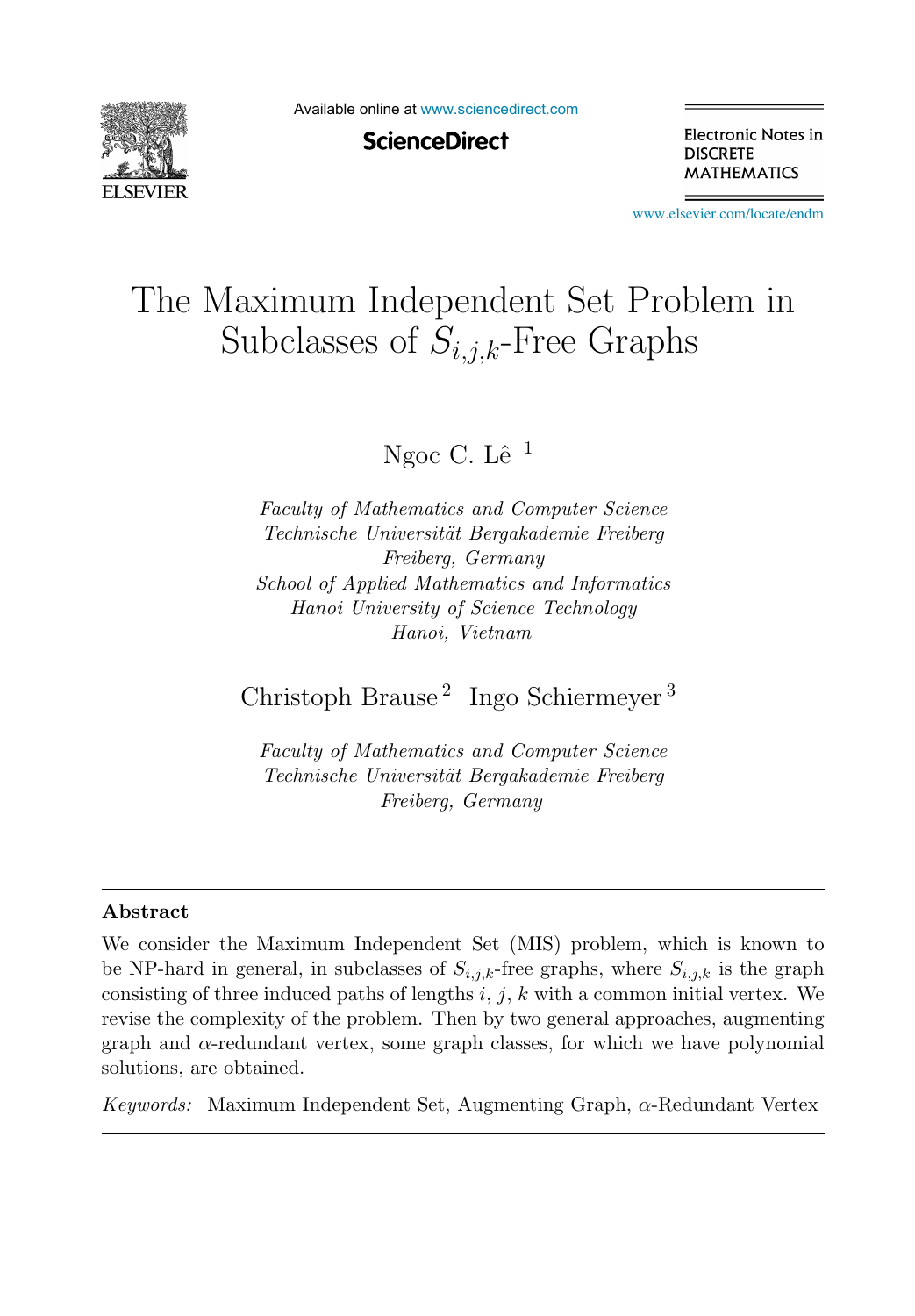# The Maximum Independent Set Problem in Subclasses of $S_{i,j,k}$-Free Graphs

Ngoc C. Lê [1]

*Faculty of Mathematics and Computer Science*
*Technische Universität Bergakademie Freiberg*
*Freiberg, Germany*
*School of Applied Mathematics and Informatics*
*Hanoi University of Science Technology*
*Hanoi, Vietnam*

Christoph Brause [2] Ingo Schiermeyer [3]

*Faculty of Mathematics and Computer Science*
*Technische Universität Bergakademie Freiberg*
*Freiberg, Germany*

---

### Abstract

We consider the Maximum Independent Set (MIS) problem, which is known to be NP-hard in general, in subclasses of $S_{i,j,k}$-free graphs, where $S_{i,j,k}$ is the graph consisting of three induced paths of lengths $i$, $j$, $k$ with a common initial vertex. We revise the complexity of the problem. Then by two general approaches, augmenting graph and $\alpha$-redundant vertex, some graph classes, for which we have polynomial solutions, are obtained.

*Keywords:* Maximum Independent Set, Augmenting Graph, $\alpha$-Redundant Vertex

---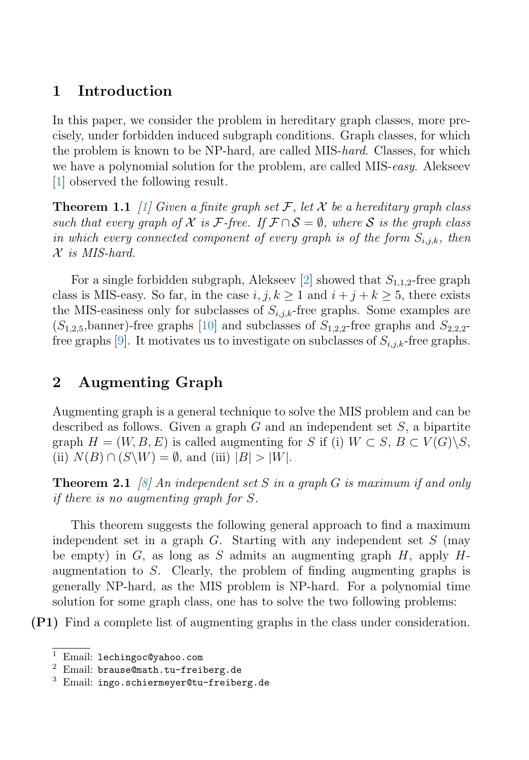## 1 Introduction

In this paper, we consider the problem in hereditary graph classes, more precisely, under forbidden induced subgraph conditions. Graph classes, for which the problem is known to be NP-hard, are called MIS-*hard*. Classes, for which we have a polynomial solution for the problem, are called MIS-*easy*. Alekseev [1] observed the following result.

**Theorem 1.1** *[1] Given a finite graph set $\mathcal{F}$, let $\mathcal{X}$ be a hereditary graph class such that every graph of $\mathcal{X}$ is $\mathcal{F}$-free. If $\mathcal{F} \cap \mathcal{S} = \emptyset$, where $\mathcal{S}$ is the graph class in which every connected component of every graph is of the form $S_{i,j,k}$, then $\mathcal{X}$ is MIS-hard.*

For a single forbidden subgraph, Alekseev [2] showed that $S_{1,1,2}$-free graph class is MIS-easy. So far, in the case $i, j, k \geq 1$ and $i + j + k \geq 5$, there exists the MIS-easiness only for subclasses of $S_{i,j,k}$-free graphs. Some examples are ($S_{1,2,5}$,banner)-free graphs [10] and subclasses of $S_{1,2,2}$-free graphs and $S_{2,2,2}$-free graphs [9]. It motivates us to investigate on subclasses of $S_{i,j,k}$-free graphs.

## 2 Augmenting Graph

Augmenting graph is a general technique to solve the MIS problem and can be described as follows. Given a graph $G$ and an independent set $S$, a bipartite graph $H = (W, B, E)$ is called augmenting for $S$ if (i) $W \subset S$, $B \subset V(G) \backslash S$, (ii) $N(B) \cap (S \backslash W) = \emptyset$, and (iii) $|B| > |W|$.

**Theorem 2.1** *[8] An independent set $S$ in a graph $G$ is maximum if and only if there is no augmenting graph for $S$.*

This theorem suggests the following general approach to find a maximum independent set in a graph $G$. Starting with any independent set $S$ (may be empty) in $G$, as long as $S$ admits an augmenting graph $H$, apply $H$-augmentation to $S$. Clearly, the problem of finding augmenting graphs is generally NP-hard, as the MIS problem is NP-hard. For a polynomial time solution for some graph class, one has to solve the two following problems:

**(P1)** Find a complete list of augmenting graphs in the class under consideration.

[1] Email: lechingoc@yahoo.com

[2] Email: brause@math.tu-freiberg.de

[3] Email: ingo.schiermeyer@tu-freiberg.de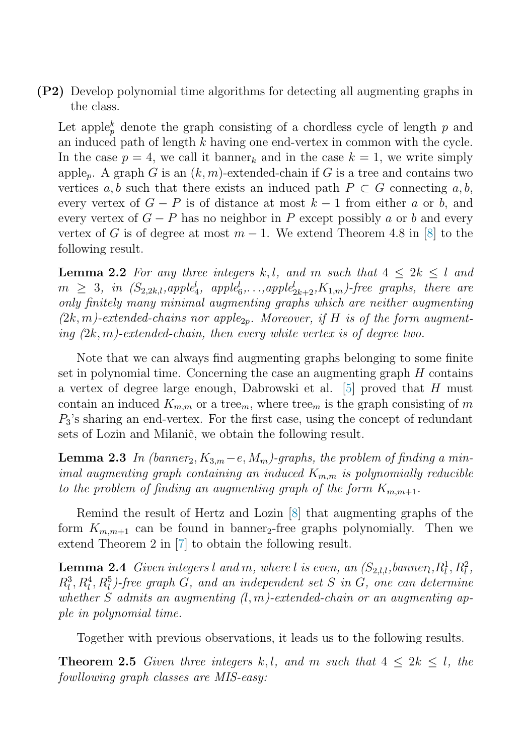**(P2)** Develop polynomial time algorithms for detecting all augmenting graphs in the class.

Let $\text{apple}_p^k$ denote the graph consisting of a chordless cycle of length $p$ and an induced path of length $k$ having one end-vertex in common with the cycle. In the case $p = 4$, we call it $\text{banner}_k$ and in the case $k = 1$, we write simply $\text{apple}_p$. A graph $G$ is an $(k, m)$-extended-chain if $G$ is a tree and contains two vertices $a, b$ such that there exists an induced path $P \subset G$ connecting $a, b$, every vertex of $G - P$ is of distance at most $k - 1$ from either $a$ or $b$, and every vertex of $G - P$ has no neighbor in $P$ except possibly $a$ or $b$ and every vertex of $G$ is of degree at most $m - 1$. We extend Theorem 4.8 in [8] to the following result.

**Lemma 2.2** *For any three integers $k, l$, and $m$ such that $4 \leq 2k \leq l$ and $m \geq 3$, in ($S_{2,2k,l}$,$\text{apple}_4^l$, $\text{apple}_6^l$,...,$\text{apple}_{2k+2}^l$,$K_{1,m}$)-free graphs, there are only finitely many minimal augmenting graphs which are neither augmenting $(2k, m)$-extended-chains nor $\text{apple}_{2p}$. Moreover, if $H$ is of the form augmenting $(2k, m)$-extended-chain, then every white vertex is of degree two.*

Note that we can always find augmenting graphs belonging to some finite set in polynomial time. Concerning the case an augmenting graph $H$ contains a vertex of degree large enough, Dabrowski et al. [5] proved that $H$ must contain an induced $K_{m,m}$ or a $\text{tree}_m$, where $\text{tree}_m$ is the graph consisting of $m$ $P_3$'s sharing an end-vertex. For the first case, using the concept of redundant sets of Lozin and Milanič, we obtain the following result.

**Lemma 2.3** *In ($\text{banner}_2$, $K_{3,m} - e$, $M_m$)-graphs, the problem of finding a minimal augmenting graph containing an induced $K_{m,m}$ is polynomially reducible to the problem of finding an augmenting graph of the form $K_{m,m+1}$.*

Remind the result of Hertz and Lozin [8] that augmenting graphs of the form $K_{m,m+1}$ can be found in $\text{banner}_2$-free graphs polynomially. Then we extend Theorem 2 in [7] to obtain the following result.

**Lemma 2.4** *Given integers $l$ and $m$, where $l$ is even, an ($S_{2,l,l}$,$\text{banner}_l$,$R_l^1$, $R_l^2$, $R_l^3$, $R_l^4$, $R_l^5$)-free graph $G$, and an independent set $S$ in $G$, one can determine whether $S$ admits an augmenting $(l, m)$-extended-chain or an augmenting apple in polynomial time.*

Together with previous observations, it leads us to the following results.

**Theorem 2.5** *Given three integers $k, l$, and $m$ such that $4 \leq 2k \leq l$, the fowllowing graph classes are MIS-easy:*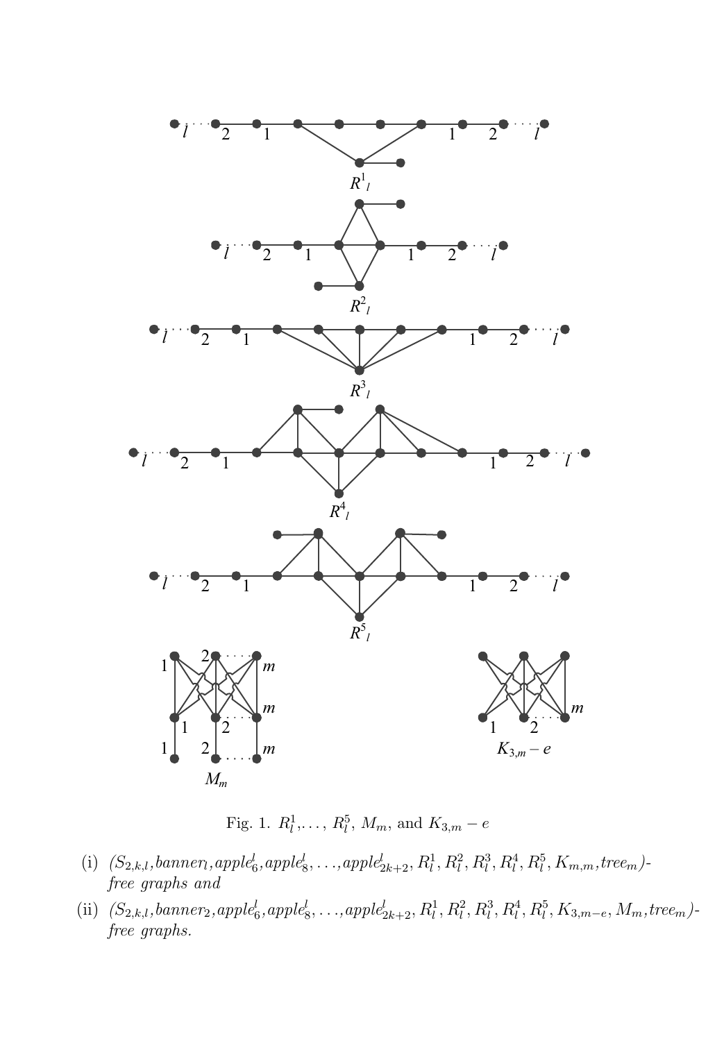Fig. 1. $R^1_l, \ldots, R^5_l$, $M_m$, and $K_{3,m} - e$

(i) *($S_{2,k,l}$, banner$_l$, apple$^l_6$, apple$^l_8$, $\ldots$, apple$^l_{2k+2}$, $R^1_l$, $R^2_l$, $R^3_l$, $R^4_l$, $R^5_l$, $K_{m,m}$, tree$_m$)-free graphs and*

(ii) *($S_{2,k,l}$, banner$_2$, apple$^l_6$, apple$^l_8$, $\ldots$, apple$^l_{2k+2}$, $R^1_l$, $R^2_l$, $R^3_l$, $R^4_l$, $R^5_l$, $K_{3,m-e}$, $M_m$, tree$_m$)-free graphs.*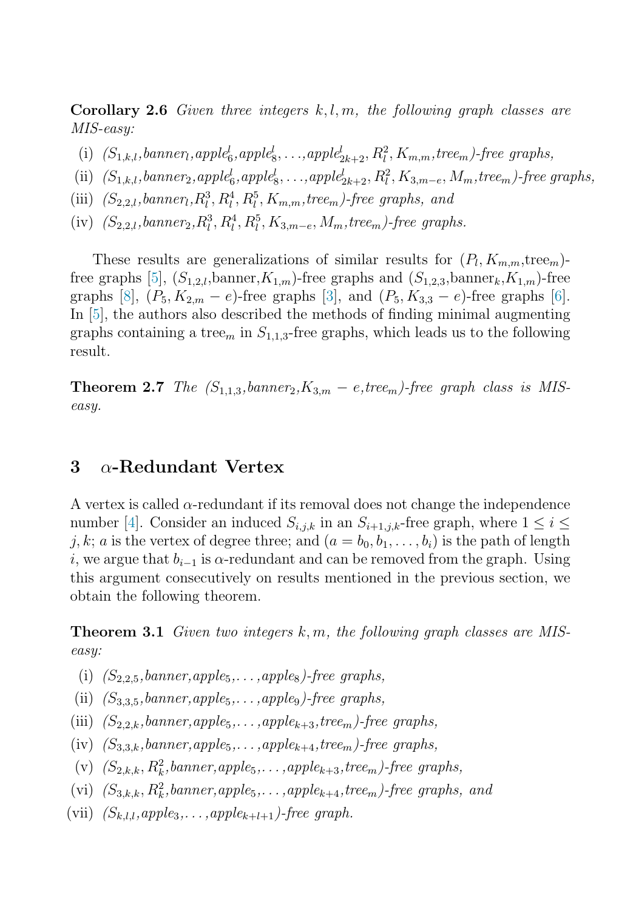**Corollary 2.6** *Given three integers $k, l, m$, the following graph classes are MIS-easy:*

(i) *($S_{1,k,l}$,banner$_l$,apple$^l_6$,apple$^l_8$,...,apple$^l_{2k+2}$, $R^2_l$, $K_{m,m}$,tree$_m$)-free graphs,*

(ii) *($S_{1,k,l}$,banner$_2$,apple$^l_6$,apple$^l_8$,...,apple$^l_{2k+2}$, $R^2_l$, $K_{3,m-e}$, $M_m$,tree$_m$)-free graphs,*

(iii) *($S_{2,2,l}$,banner$_l$,$R^3_l$, $R^4_l$, $R^5_l$, $K_{m,m}$,tree$_m$)-free graphs, and*

(iv) *($S_{2,2,l}$,banner$_2$,$R^3_l$, $R^4_l$, $R^5_l$, $K_{3,m-e}$, $M_m$,tree$_m$)-free graphs.*

These results are generalizations of similar results for ($P_l, K_{m,m}$,tree$_m$)-free graphs [5], ($S_{1,2,l}$,banner,$K_{1,m}$)-free graphs and ($S_{1,2,3}$,banner$_k$,$K_{1,m}$)-free graphs [8], ($P_5, K_{2,m} - e$)-free graphs [3], and ($P_5, K_{3,3} - e$)-free graphs [6]. In [5], the authors also described the methods of finding minimal augmenting graphs containing a tree$_m$ in $S_{1,1,3}$-free graphs, which leads us to the following result.

**Theorem 2.7** *The ($S_{1,1,3}$,banner$_2$,$K_{3,m} - e$,tree$_m$)-free graph class is MIS-easy.*

## 3 $\alpha$-Redundant Vertex

A vertex is called $\alpha$-redundant if its removal does not change the independence number [4]. Consider an induced $S_{i,j,k}$ in an $S_{i+1,j,k}$-free graph, where $1 \leq i \leq j, k$; $a$ is the vertex of degree three; and ($a = b_0, b_1, \ldots, b_i$) is the path of length $i$, we argue that $b_{i-1}$ is $\alpha$-redundant and can be removed from the graph. Using this argument consecutively on results mentioned in the previous section, we obtain the following theorem.

**Theorem 3.1** *Given two integers $k, m$, the following graph classes are MIS-easy:*

(i) *($S_{2,2,5}$,banner,apple$_5$,...,apple$_8$)-free graphs,*

(ii) *($S_{3,3,5}$,banner,apple$_5$,...,apple$_9$)-free graphs,*

(iii) *($S_{2,2,k}$,banner,apple$_5$,...,apple$_{k+3}$,tree$_m$)-free graphs,*

(iv) *($S_{3,3,k}$,banner,apple$_5$,...,apple$_{k+4}$,tree$_m$)-free graphs,*

(v) *($S_{2,k,k}$, $R^2_k$,banner,apple$_5$,...,apple$_{k+3}$,tree$_m$)-free graphs,*

(vi) *($S_{3,k,k}$, $R^2_k$,banner,apple$_5$,...,apple$_{k+4}$,tree$_m$)-free graphs, and*

(vii) *($S_{k,l,l}$,apple$_3$,...,apple$_{k+l+1}$)-free graph.*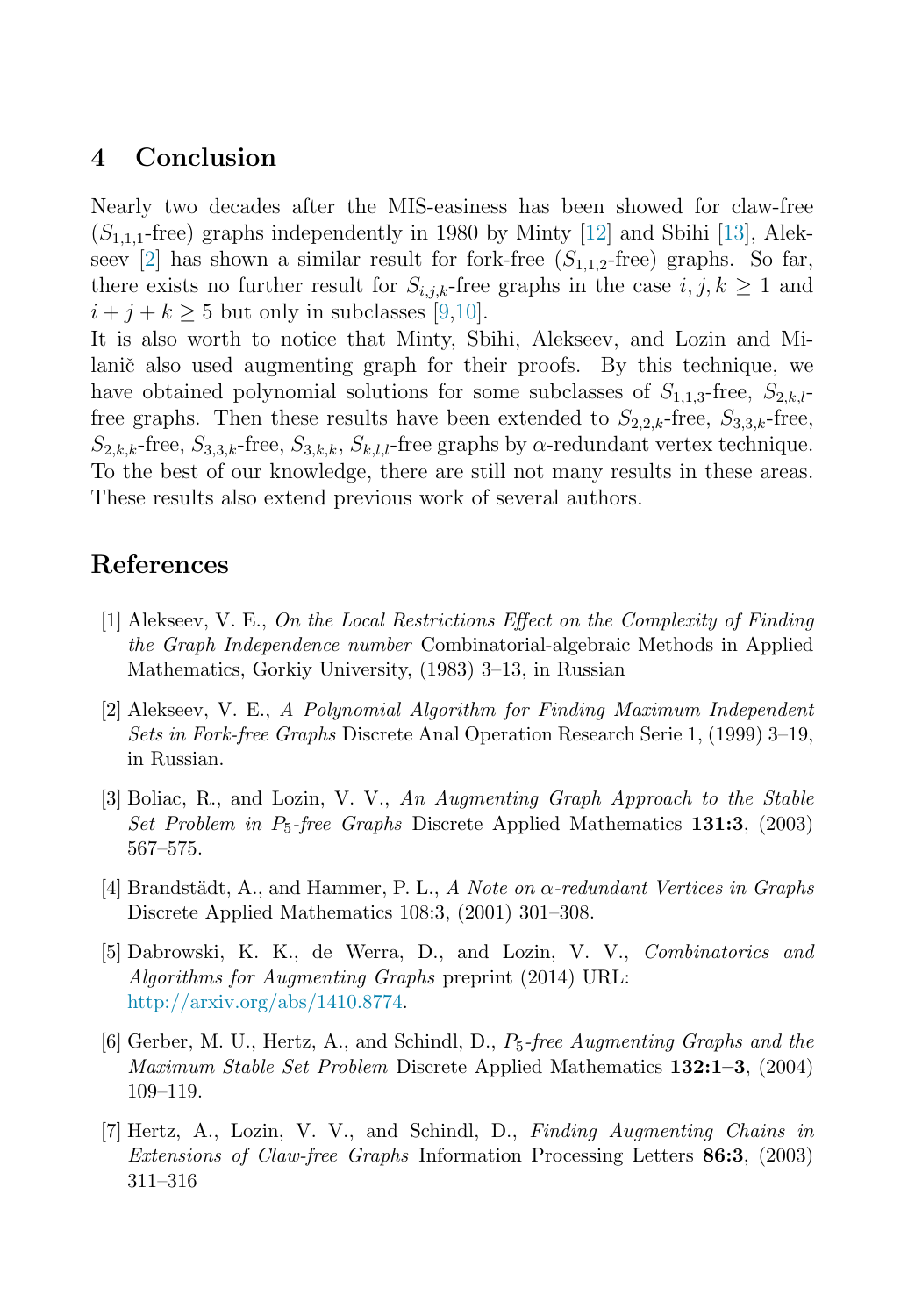## 4 Conclusion

Nearly two decades after the MIS-easiness has been showed for claw-free ($S_{1,1,1}$-free) graphs independently in 1980 by Minty [12] and Sbihi [13], Alekseev [2] has shown a similar result for fork-free ($S_{1,1,2}$-free) graphs. So far, there exists no further result for $S_{i,j,k}$-free graphs in the case $i, j, k \geq 1$ and $i + j + k \geq 5$ but only in subclasses [9,10].

It is also worth to notice that Minty, Sbihi, Alekseev, and Lozin and Milanič also used augmenting graph for their proofs. By this technique, we have obtained polynomial solutions for some subclasses of $S_{1,1,3}$-free, $S_{2,k,l}$-free graphs. Then these results have been extended to $S_{2,2,k}$-free, $S_{3,3,k}$-free, $S_{2,k,k}$-free, $S_{3,3,k}$-free, $S_{3,k,k}$, $S_{k,l,l}$-free graphs by $\alpha$-redundant vertex technique. To the best of our knowledge, there are still not many results in these areas. These results also extend previous work of several authors.

## References

[1] Alekseev, V. E., *On the Local Restrictions Effect on the Complexity of Finding the Graph Independence number* Combinatorial-algebraic Methods in Applied Mathematics, Gorkiy University, (1983) 3–13, in Russian

[2] Alekseev, V. E., *A Polynomial Algorithm for Finding Maximum Independent Sets in Fork-free Graphs* Discrete Anal Operation Research Serie 1, (1999) 3–19, in Russian.

[3] Boliac, R., and Lozin, V. V., *An Augmenting Graph Approach to the Stable Set Problem in $P_5$-free Graphs* Discrete Applied Mathematics **131:3**, (2003) 567–575.

[4] Brandstädt, A., and Hammer, P. L., *A Note on $\alpha$-redundant Vertices in Graphs* Discrete Applied Mathematics 108:3, (2001) 301–308.

[5] Dabrowski, K. K., de Werra, D., and Lozin, V. V., *Combinatorics and Algorithms for Augmenting Graphs* preprint (2014) URL: http://arxiv.org/abs/1410.8774.

[6] Gerber, M. U., Hertz, A., and Schindl, D., *$P_5$-free Augmenting Graphs and the Maximum Stable Set Problem* Discrete Applied Mathematics **132:1–3**, (2004) 109–119.

[7] Hertz, A., Lozin, V. V., and Schindl, D., *Finding Augmenting Chains in Extensions of Claw-free Graphs* Information Processing Letters **86:3**, (2003) 311–316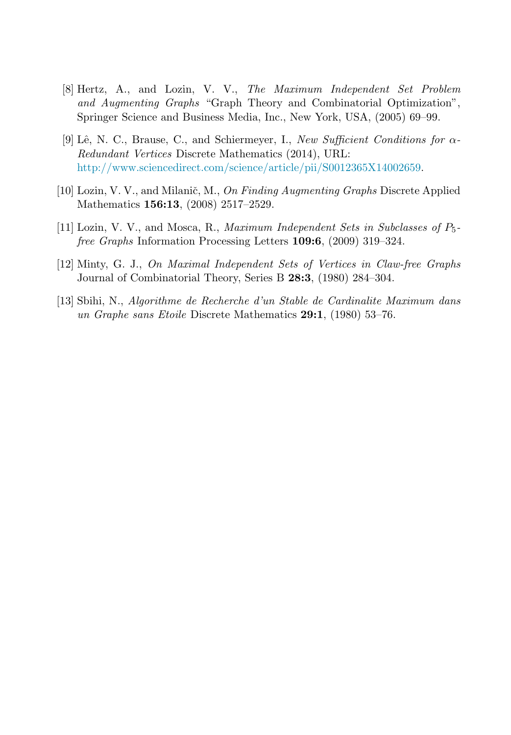[8] Hertz, A., and Lozin, V. V., *The Maximum Independent Set Problem and Augmenting Graphs* "Graph Theory and Combinatorial Optimization", Springer Science and Business Media, Inc., New York, USA, (2005) 69–99.

[9] Lê, N. C., Brause, C., and Schiermeyer, I., *New Sufficient Conditions for $\alpha$-Redundant Vertices* Discrete Mathematics (2014), URL: http://www.sciencedirect.com/science/article/pii/S0012365X14002659.

[10] Lozin, V. V., and Milanič, M., *On Finding Augmenting Graphs* Discrete Applied Mathematics **156:13**, (2008) 2517–2529.

[11] Lozin, V. V., and Mosca, R., *Maximum Independent Sets in Subclasses of $P_5$-free Graphs* Information Processing Letters **109:6**, (2009) 319–324.

[12] Minty, G. J., *On Maximal Independent Sets of Vertices in Claw-free Graphs* Journal of Combinatorial Theory, Series B **28:3**, (1980) 284–304.

[13] Sbihi, N., *Algorithme de Recherche d'un Stable de Cardinalite Maximum dans un Graphe sans Etoile* Discrete Mathematics **29:1**, (1980) 53–76.